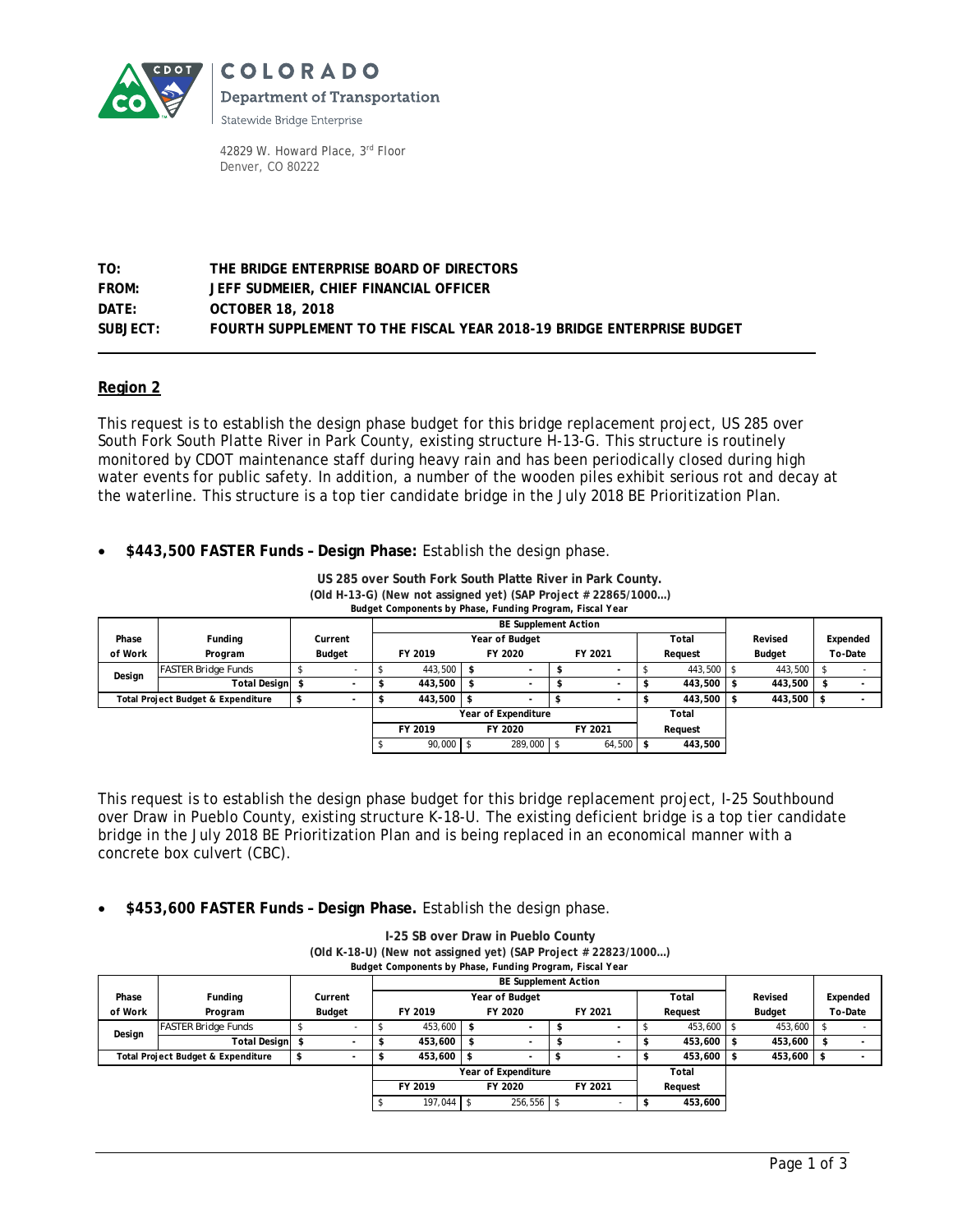COLORADO

Department of Transportation

Statewide Bridge Enterprise

42829 W. Howard Place, 3rd Floor
Denver, CO 80222

**TO:** THE BRIDGE ENTERPRISE BOARD OF DIRECTORS
**FROM:** JEFF SUDMEIER, CHIEF FINANCIAL OFFICER
**DATE:** OCTOBER 18, 2018
**SUBJECT:** FOURTH SUPPLEMENT TO THE FISCAL YEAR 2018-19 BRIDGE ENTERPRISE BUDGET

## Region 2

This request is to establish the design phase budget for this bridge replacement project, US 285 over South Fork South Platte River in Park County, existing structure H-13-G. This structure is routinely monitored by CDOT maintenance staff during heavy rain and has been periodically closed during high water events for public safety. In addition, a number of the wooden piles exhibit serious rot and decay at the waterline. This structure is a top tier candidate bridge in the July 2018 BE Prioritization Plan.

- **$443,500 FASTER Funds – Design Phase:** Establish the design phase.

**US 285 over South Fork South Platte River in Park County.**
**(Old H-13-G) (New not assigned yet) (SAP Project # 22865/1000…)**
**Budget Components by Phase, Funding Program, Fiscal Year**

| Phase of Work | Funding Program | Current Budget | BE Supplement Action: Year of Budget FY 2019 | FY 2020 | FY 2021 | Total Request | Revised Budget | Expended To-Date |
|---|---|---|---|---|---|---|---|---|
| Design | FASTER Bridge Funds | $ - | $ 443,500 | $ - | $ - | $ 443,500 | $ 443,500 | $ - |
| | Total Design | $ - | $ 443,500 | $ - | $ - | $ 443,500 | $ 443,500 | $ - |
| Total Project Budget & Expenditure | | $ - | $ 443,500 | $ - | $ - | $ 443,500 | $ 443,500 | $ - |
| | | | Year of Expenditure: FY 2019 | FY 2020 | FY 2021 | Total Request | | |
| | | | $ 90,000 | $ 289,000 | $ 64,500 | $ 443,500 | | |

This request is to establish the design phase budget for this bridge replacement project, I-25 Southbound over Draw in Pueblo County, existing structure K-18-U. The existing deficient bridge is a top tier candidate bridge in the July 2018 BE Prioritization Plan and is being replaced in an economical manner with a concrete box culvert (CBC).

- **$453,600 FASTER Funds – Design Phase.** Establish the design phase.

**I-25 SB over Draw in Pueblo County**
**(Old K-18-U) (New not assigned yet) (SAP Project # 22823/1000…)**
**Budget Components by Phase, Funding Program, Fiscal Year**

| Phase of Work | Funding Program | Current Budget | BE Supplement Action: Year of Budget FY 2019 | FY 2020 | FY 2021 | Total Request | Revised Budget | Expended To-Date |
|---|---|---|---|---|---|---|---|---|
| Design | FASTER Bridge Funds | $ - | $ 453,600 | $ - | $ - | $ 453,600 | $ 453,600 | $ - |
| | Total Design | $ - | $ 453,600 | $ - | $ - | $ 453,600 | $ 453,600 | $ - |
| Total Project Budget & Expenditure | | $ - | $ 453,600 | $ - | $ - | $ 453,600 | $ 453,600 | $ - |
| | | | Year of Expenditure: FY 2019 | FY 2020 | FY 2021 | Total Request | | |
| | | | $ 197,044 | $ 256,556 | $ - | $ 453,600 | | |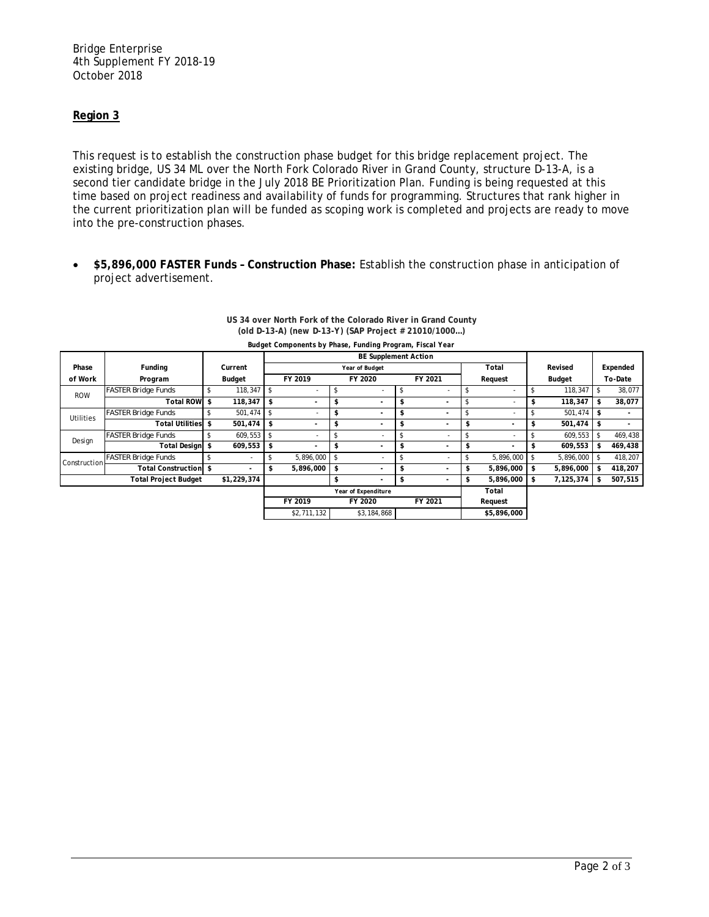Bridge Enterprise
4th Supplement FY 2018-19
October 2018

**Region 3**

This request is to establish the construction phase budget for this bridge replacement project. The existing bridge, US 34 ML over the North Fork Colorado River in Grand County, structure D-13-A, is a second tier candidate bridge in the July 2018 BE Prioritization Plan. Funding is being requested at this time based on project readiness and availability of funds for programming. Structures that rank higher in the current prioritization plan will be funded as scoping work is completed and projects are ready to move into the pre-construction phases.

- **$5,896,000 FASTER Funds – Construction Phase:** Establish the construction phase in anticipation of project advertisement.

**US 34 over North Fork of the Colorado River in Grand County**
**(old D-13-A) (new D-13-Y) (SAP Project # 21010/1000…)**
**Budget Components by Phase, Funding Program, Fiscal Year**

| Phase of Work | Funding Program | Current Budget | BE Supplement Action Year of Budget FY 2019 | FY 2020 | FY 2021 | Total Request | Revised Budget | Expended To-Date |
|---|---|---|---|---|---|---|---|---|
| ROW | FASTER Bridge Funds | $ 118,347 | $ - | $ - | $ - | $ - | $ 118,347 | $ 38,077 |
| | Total ROW | $ 118,347 | $ - | $ - | $ - | $ - | $ 118,347 | $ 38,077 |
| Utilities | FASTER Bridge Funds | $ 501,474 | $ - | $ - | $ - | $ - | $ 501,474 | $ - |
| | Total Utilities | $ 501,474 | $ - | $ - | $ - | $ - | $ 501,474 | $ - |
| Design | FASTER Bridge Funds | $ 609,553 | $ - | $ - | $ - | $ - | $ 609,553 | $ 469,438 |
| | Total Design | $ 609,553 | $ - | $ - | $ - | $ - | $ 609,553 | $ 469,438 |
| Construction | FASTER Bridge Funds | $ - | $ 5,896,000 | $ - | $ - | $ 5,896,000 | $ 5,896,000 | $ 418,207 |
| | Total Construction | $ - | $ 5,896,000 | $ - | $ - | $ 5,896,000 | $ 5,896,000 | $ 418,207 |
| Total Project Budget | | $1,229,374 | | $ - | $ - | $ 5,896,000 | $ 7,125,374 | $ 507,515 |
| | | | **Year of Expenditure** FY 2019 | FY 2020 | FY 2021 | Total Request | | |
| | | | $2,711,132 | $3,184,868 | | $5,896,000 | | |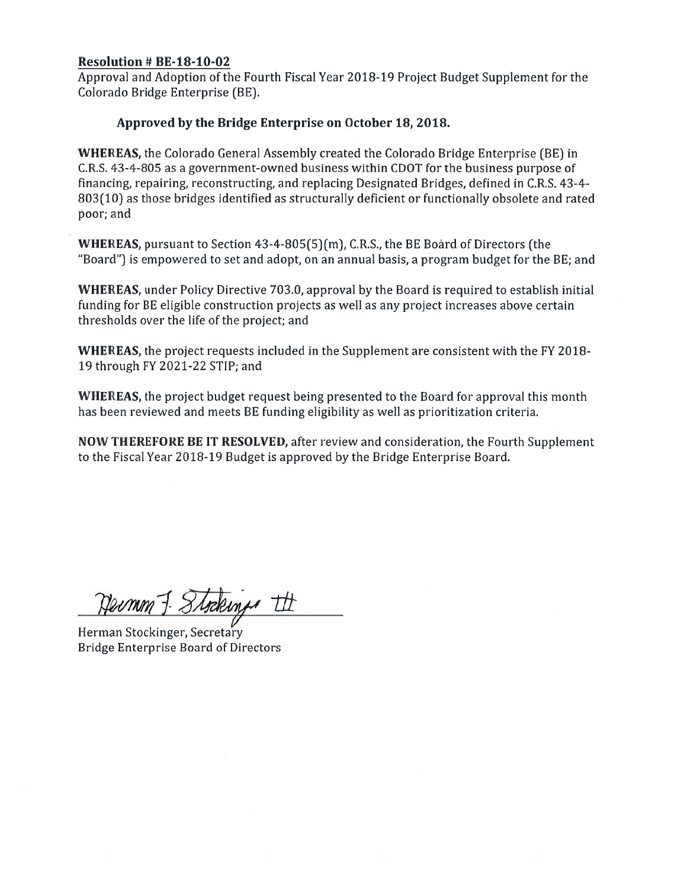**Resolution # BE-18-10-02**

Approval and Adoption of the Fourth Fiscal Year 2018-19 Project Budget Supplement for the Colorado Bridge Enterprise (BE).

**Approved by the Bridge Enterprise on October 18, 2018.**

**WHEREAS,** the Colorado General Assembly created the Colorado Bridge Enterprise (BE) in C.R.S. 43-4-805 as a government-owned business within CDOT for the business purpose of financing, repairing, reconstructing, and replacing Designated Bridges, defined in C.R.S. 43-4-803(10) as those bridges identified as structurally deficient or functionally obsolete and rated poor; and

**WHEREAS,** pursuant to Section 43-4-805(5)(m), C.R.S., the BE Board of Directors (the "Board") is empowered to set and adopt, on an annual basis, a program budget for the BE; and

**WHEREAS,** under Policy Directive 703.0, approval by the Board is required to establish initial funding for BE eligible construction projects as well as any project increases above certain thresholds over the life of the project; and

**WHEREAS,** the project requests included in the Supplement are consistent with the FY 2018-19 through FY 2021-22 STIP; and

**WHEREAS,** the project budget request being presented to the Board for approval this month has been reviewed and meets BE funding eligibility as well as prioritization criteria.

**NOW THEREFORE BE IT RESOLVED,** after review and consideration, the Fourth Supplement to the Fiscal Year 2018-19 Budget is approved by the Bridge Enterprise Board.

Herman F. Stockinger III

Herman Stockinger, Secretary
Bridge Enterprise Board of Directors